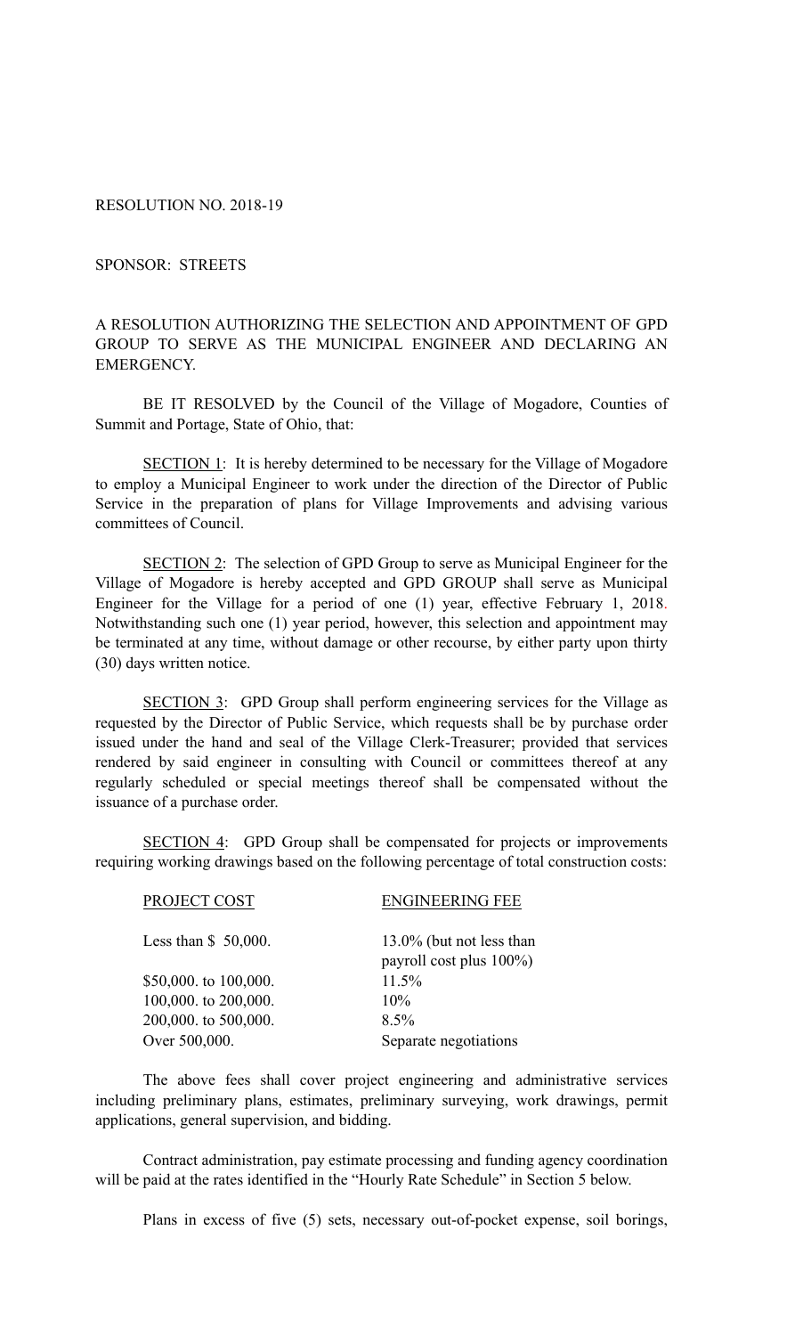RESOLUTION NO. 2018-19

SPONSOR: STREETS

A RESOLUTION AUTHORIZING THE SELECTION AND APPOINTMENT OF GPD GROUP TO SERVE AS THE MUNICIPAL ENGINEER AND DECLARING AN EMERGENCY.

BE IT RESOLVED by the Council of the Village of Mogadore, Counties of Summit and Portage, State of Ohio, that:

SECTION 1: It is hereby determined to be necessary for the Village of Mogadore to employ a Municipal Engineer to work under the direction of the Director of Public Service in the preparation of plans for Village Improvements and advising various committees of Council.

SECTION 2: The selection of GPD Group to serve as Municipal Engineer for the Village of Mogadore is hereby accepted and GPD GROUP shall serve as Municipal Engineer for the Village for a period of one (1) year, effective February 1, 2018. Notwithstanding such one (1) year period, however, this selection and appointment may be terminated at any time, without damage or other recourse, by either party upon thirty (30) days written notice.

SECTION 3: GPD Group shall perform engineering services for the Village as requested by the Director of Public Service, which requests shall be by purchase order issued under the hand and seal of the Village Clerk-Treasurer; provided that services rendered by said engineer in consulting with Council or committees thereof at any regularly scheduled or special meetings thereof shall be compensated without the issuance of a purchase order.

SECTION 4: GPD Group shall be compensated for projects or improvements requiring working drawings based on the following percentage of total construction costs:

| PROJECT COST | ENGINEERING FEE |
|---|---|
| Less than $ 50,000. | 13.0% (but not less than payroll cost plus 100%) |
| $50,000. to 100,000. | 11.5% |
| 100,000. to 200,000. | 10% |
| 200,000. to 500,000. | 8.5% |
| Over 500,000. | Separate negotiations |

The above fees shall cover project engineering and administrative services including preliminary plans, estimates, preliminary surveying, work drawings, permit applications, general supervision, and bidding.

Contract administration, pay estimate processing and funding agency coordination will be paid at the rates identified in the "Hourly Rate Schedule" in Section 5 below.

Plans in excess of five (5) sets, necessary out-of-pocket expense, soil borings,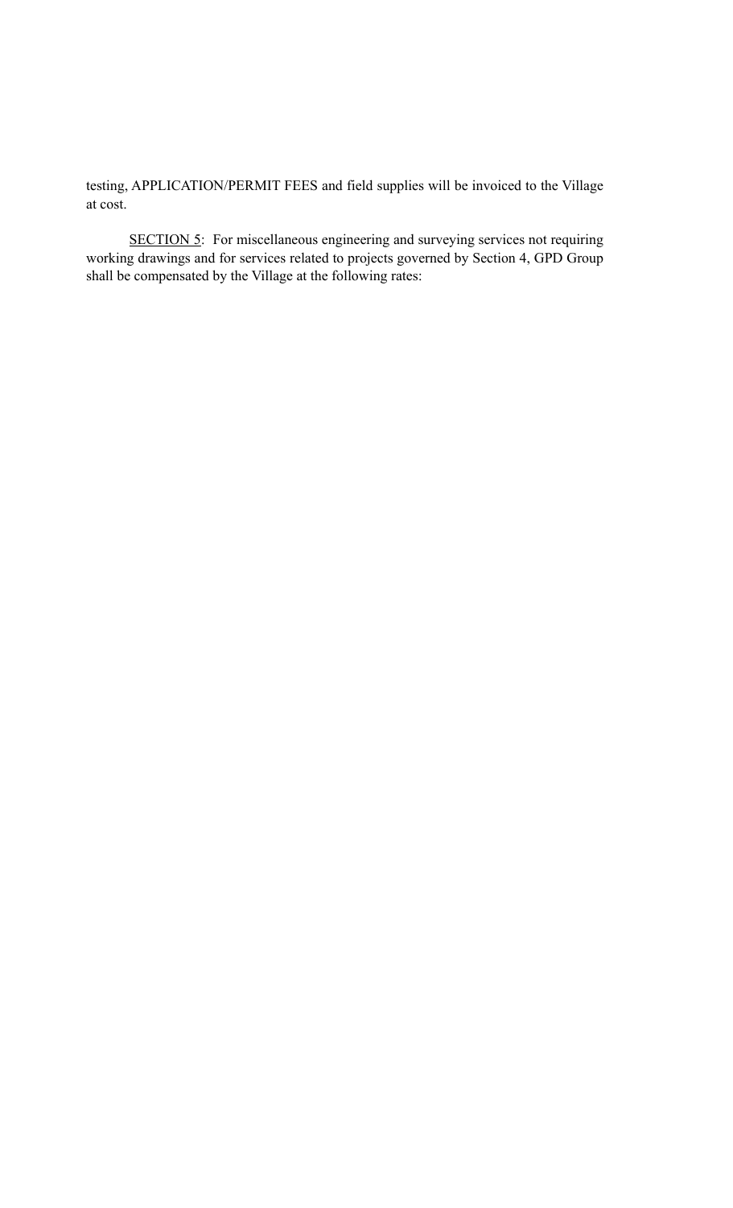testing, APPLICATION/PERMIT FEES and field supplies will be invoiced to the Village at cost.

<u>SECTION 5</u>: For miscellaneous engineering and surveying services not requiring working drawings and for services related to projects governed by Section 4, GPD Group shall be compensated by the Village at the following rates: